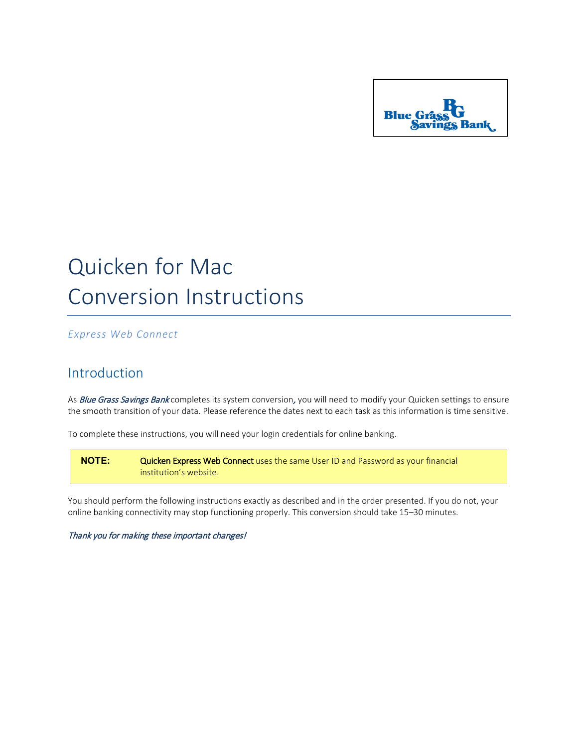# Quicken for Mac Conversion Instructions

*Express Web Connect*

## Introduction

As *Blue Grass Savings Bank* completes its system conversion, you will need to modify your Quicken settings to ensure the smooth transition of your data. Please reference the dates next to each task as this information is time sensitive.

To complete these instructions, you will need your login credentials for online banking.

| **NOTE:** | Quicken Express Web Connect uses the same User ID and Password as your financial institution's website. |
|---|---|

You should perform the following instructions exactly as described and in the order presented. If you do not, your online banking connectivity may stop functioning properly. This conversion should take 15–30 minutes.

*Thank you for making these important changes!*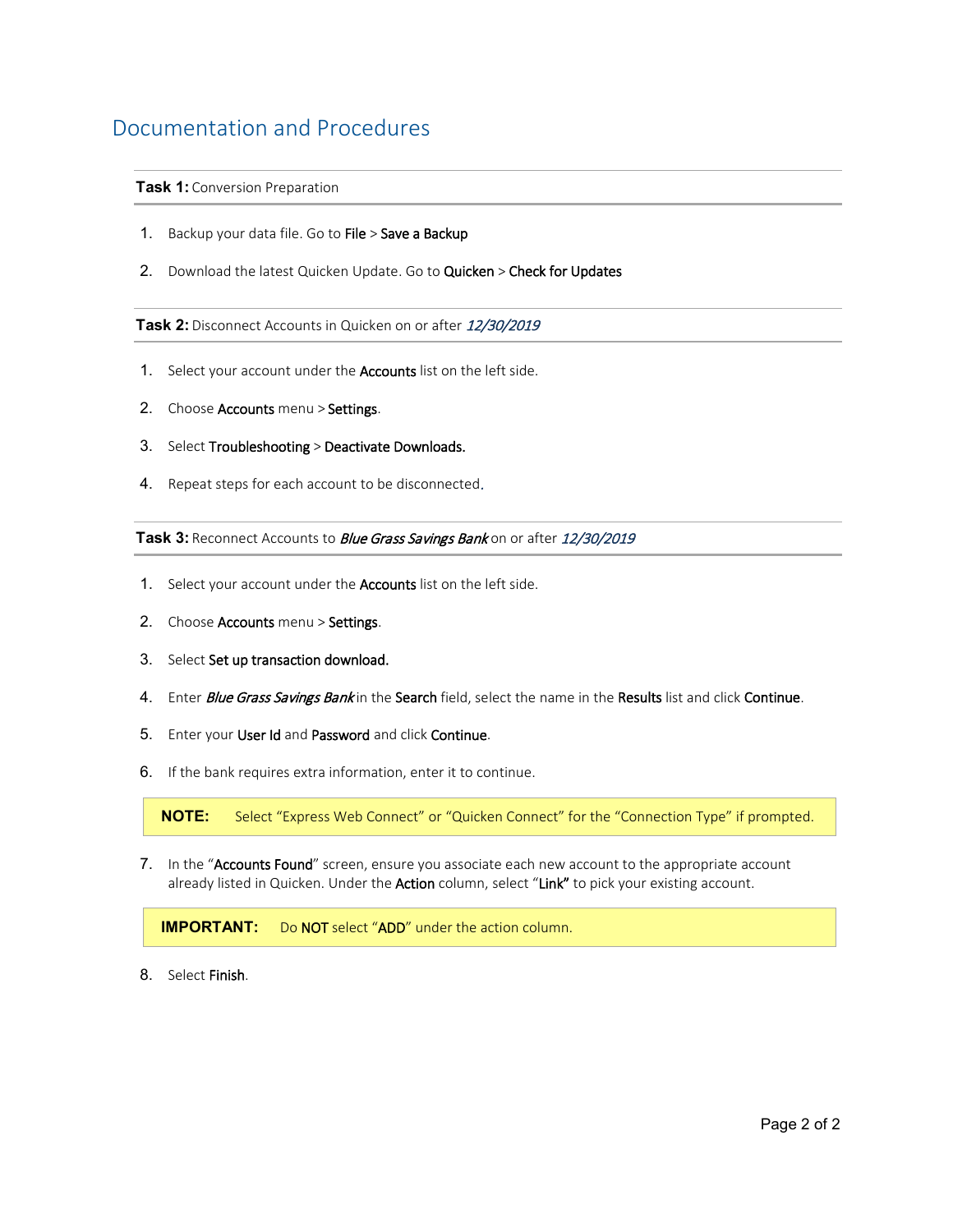# Documentation and Procedures

**Task 1:** Conversion Preparation

1. Backup your data file. Go to **File** > **Save a Backup**
2. Download the latest Quicken Update. Go to **Quicken** > **Check for Updates**

**Task 2:** Disconnect Accounts in Quicken on or after *12/30/2019*

1. Select your account under the **Accounts** list on the left side.
2. Choose **Accounts** menu > **Settings**.
3. Select **Troubleshooting** > **Deactivate Downloads.**
4. Repeat steps for each account to be disconnected.

**Task 3:** Reconnect Accounts to *Blue Grass Savings Bank* on or after *12/30/2019*

1. Select your account under the **Accounts** list on the left side.
2. Choose **Accounts** menu > **Settings**.
3. Select **Set up transaction download.**
4. Enter *Blue Grass Savings Bank* in the **Search** field, select the name in the **Results** list and click **Continue**.
5. Enter your **User Id** and **Password** and click **Continue**.
6. If the bank requires extra information, enter it to continue.

> **NOTE:** Select "Express Web Connect" or "Quicken Connect" for the "Connection Type" if prompted.

7. In the "**Accounts Found**" screen, ensure you associate each new account to the appropriate account already listed in Quicken. Under the **Action** column, select "**Link**" to pick your existing account.

> **IMPORTANT:** Do **NOT** select "**ADD**" under the action column.

8. Select **Finish**.